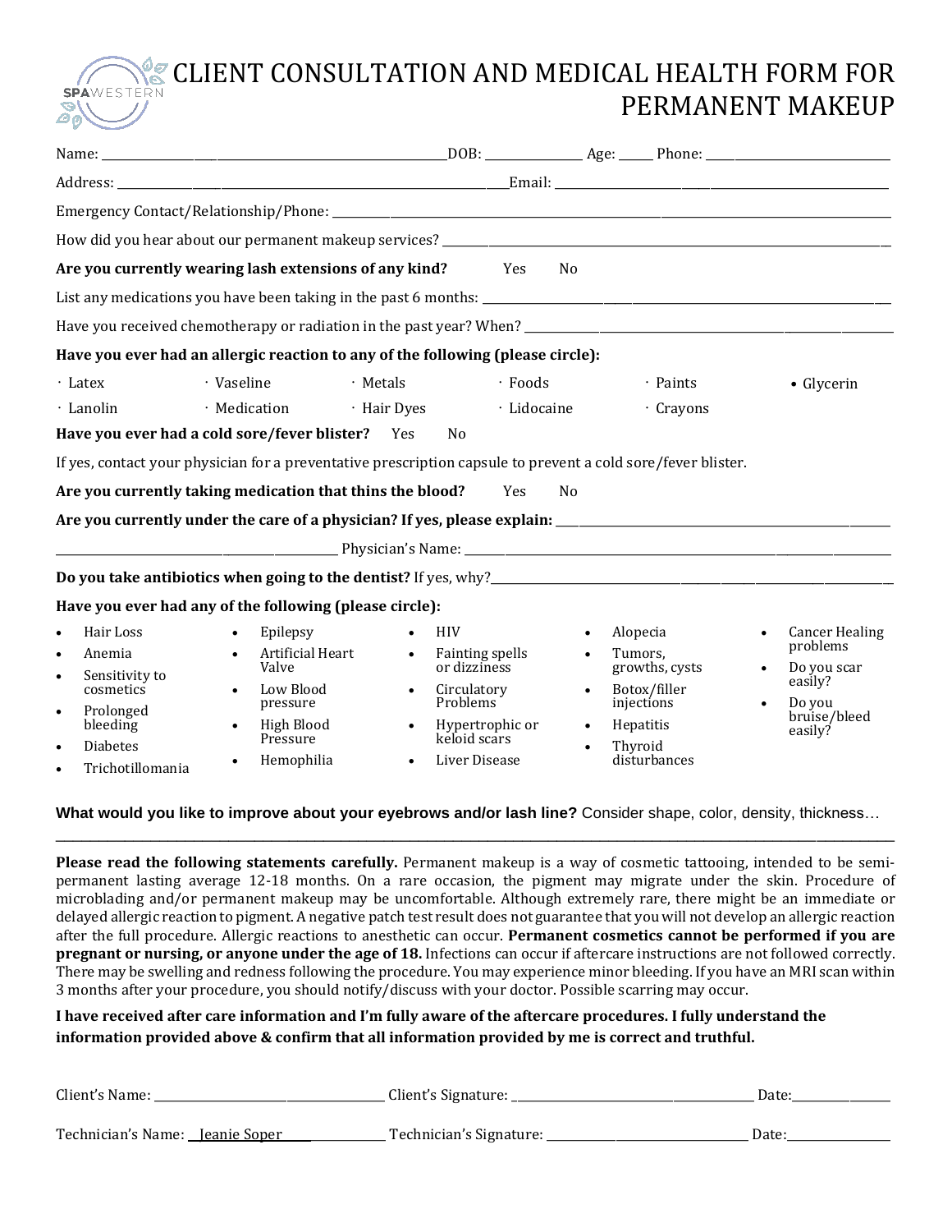# CLIENT CONSULTATION AND MEDICAL HEALTH FORM FOR PERMANENT MAKEUP

SPAWESTERN

Name: ______________________________ DOB: ____________ Age: _____ Phone: ____________________

Address: ______________________________ Email: ______________________________

Emergency Contact/Relationship/Phone: ______________________________

How did you hear about our permanent makeup services? ______________________________

**Are you currently wearing lash extensions of any kind?** Yes No

List any medications you have been taking in the past 6 months: ______________________________

Have you received chemotherapy or radiation in the past year? When? ______________________________

**Have you ever had an allergic reaction to any of the following (please circle):**

- Latex
- Vaseline
- Metals
- Foods
- Paints
- Glycerin
- Lanolin
- Medication
- Hair Dyes
- Lidocaine
- Crayons

**Have you ever had a cold sore/fever blister?** Yes No

If yes, contact your physician for a preventative prescription capsule to prevent a cold sore/fever blister.

**Are you currently taking medication that thins the blood?** Yes No

**Are you currently under the care of a physician? If yes, please explain:** ______________________________

______________________________ Physician's Name: ______________________________

**Do you take antibiotics when going to the dentist?** If yes, why? ______________________________

**Have you ever had any of the following (please circle):**

- Hair Loss
- Anemia
- Sensitivity to cosmetics
- Prolonged bleeding
- Diabetes
- Trichotillomania
- Epilepsy
- Artificial Heart Valve
- Low Blood pressure
- High Blood Pressure
- Hemophilia
- HIV
- Fainting spells or dizziness
- Circulatory Problems
- Hypertrophic or keloid scars
- Liver Disease
- Alopecia
- Tumors, growths, cysts
- Botox/filler injections
- Hepatitis
- Thyroid disturbances
- Cancer Healing problems
- Do you scar easily?
- Do you bruise/bleed easily?

**What would you like to improve about your eyebrows and/or lash line?** Consider shape, color, density, thickness…

______________________________

**Please read the following statements carefully.** Permanent makeup is a way of cosmetic tattooing, intended to be semi-permanent lasting average 12-18 months. On a rare occasion, the pigment may migrate under the skin. Procedure of microblading and/or permanent makeup may be uncomfortable. Although extremely rare, there might be an immediate or delayed allergic reaction to pigment. A negative patch test result does not guarantee that you will not develop an allergic reaction after the full procedure. Allergic reactions to anesthetic can occur. **Permanent cosmetics cannot be performed if you are pregnant or nursing, or anyone under the age of 18.** Infections can occur if aftercare instructions are not followed correctly. There may be swelling and redness following the procedure. You may experience minor bleeding. If you have an MRI scan within 3 months after your procedure, you should notify/discuss with your doctor. Possible scarring may occur.

**I have received after care information and I'm fully aware of the aftercare procedures. I fully understand the information provided above & confirm that all information provided by me is correct and truthful.**

Client's Name: ____________________ Client's Signature: ____________________ Date: ____________

Technician's Name: Jeanie Soper ____________________ Technician's Signature: ____________________ Date: ____________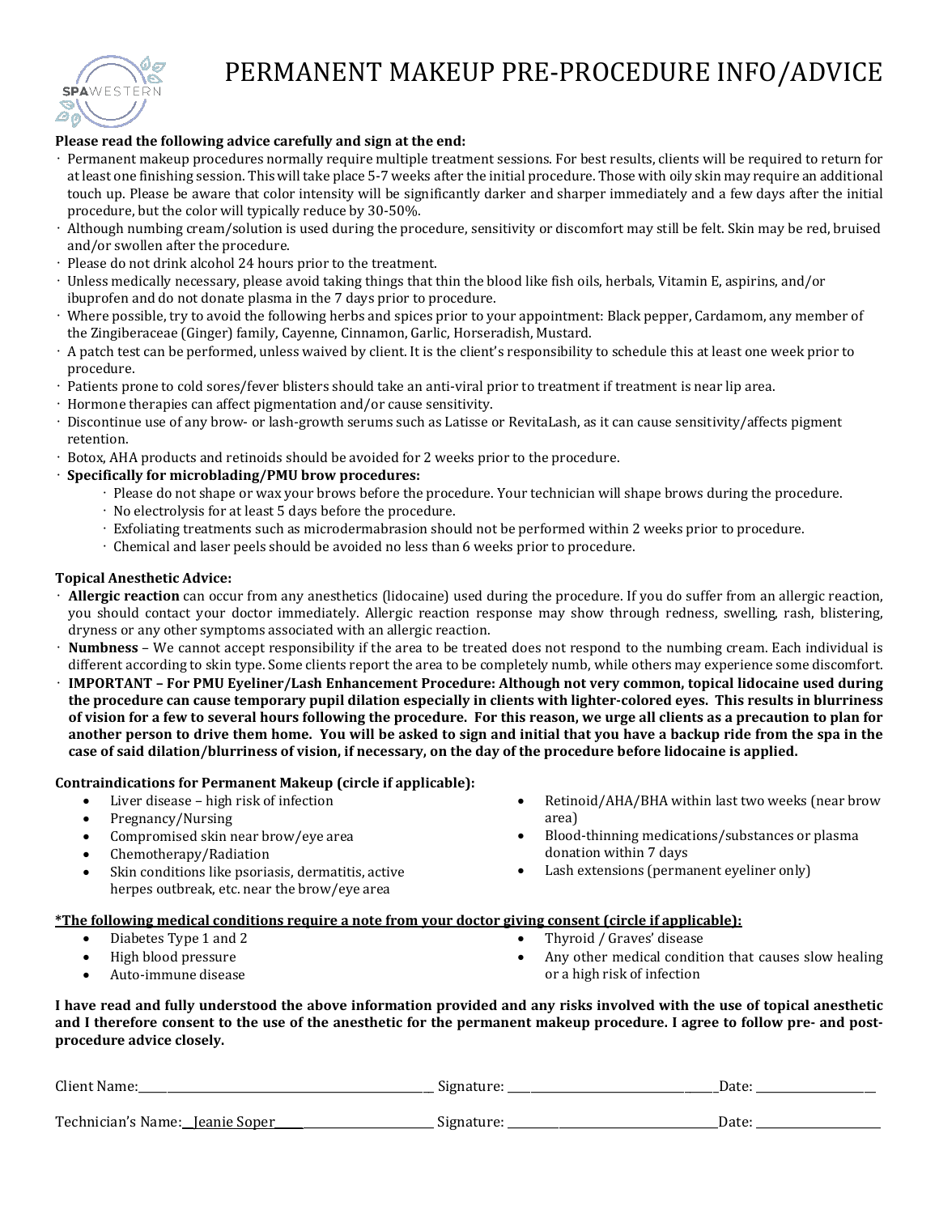# PERMANENT MAKEUP PRE-PROCEDURE INFO/ADVICE

**Please read the following advice carefully and sign at the end:**

- Permanent makeup procedures normally require multiple treatment sessions. For best results, clients will be required to return for at least one finishing session. This will take place 5-7 weeks after the initial procedure. Those with oily skin may require an additional touch up. Please be aware that color intensity will be significantly darker and sharper immediately and a few days after the initial procedure, but the color will typically reduce by 30-50%.
- Although numbing cream/solution is used during the procedure, sensitivity or discomfort may still be felt. Skin may be red, bruised and/or swollen after the procedure.
- Please do not drink alcohol 24 hours prior to the treatment.
- Unless medically necessary, please avoid taking things that thin the blood like fish oils, herbals, Vitamin E, aspirins, and/or ibuprofen and do not donate plasma in the 7 days prior to procedure.
- Where possible, try to avoid the following herbs and spices prior to your appointment: Black pepper, Cardamom, any member of the Zingiberaceae (Ginger) family, Cayenne, Cinnamon, Garlic, Horseradish, Mustard.
- A patch test can be performed, unless waived by client. It is the client's responsibility to schedule this at least one week prior to procedure.
- Patients prone to cold sores/fever blisters should take an anti-viral prior to treatment if treatment is near lip area.
- Hormone therapies can affect pigmentation and/or cause sensitivity.
- Discontinue use of any brow- or lash-growth serums such as Latisse or RevitaLash, as it can cause sensitivity/affects pigment retention.
- Botox, AHA products and retinoids should be avoided for 2 weeks prior to the procedure.
- **Specifically for microblading/PMU brow procedures:**
  - Please do not shape or wax your brows before the procedure. Your technician will shape brows during the procedure.
  - No electrolysis for at least 5 days before the procedure.
  - Exfoliating treatments such as microdermabrasion should not be performed within 2 weeks prior to procedure.
  - Chemical and laser peels should be avoided no less than 6 weeks prior to procedure.

**Topical Anesthetic Advice:**

- **Allergic reaction** can occur from any anesthetics (lidocaine) used during the procedure. If you do suffer from an allergic reaction, you should contact your doctor immediately. Allergic reaction response may show through redness, swelling, rash, blistering, dryness or any other symptoms associated with an allergic reaction.
- **Numbness** – We cannot accept responsibility if the area to be treated does not respond to the numbing cream. Each individual is different according to skin type. Some clients report the area to be completely numb, while others may experience some discomfort.
- **IMPORTANT – For PMU Eyeliner/Lash Enhancement Procedure: Although not very common, topical lidocaine used during the procedure can cause temporary pupil dilation especially in clients with lighter-colored eyes. This results in blurriness of vision for a few to several hours following the procedure. For this reason, we urge all clients as a precaution to plan for another person to drive them home. You will be asked to sign and initial that you have a backup ride from the spa in the case of said dilation/blurriness of vision, if necessary, on the day of the procedure before lidocaine is applied.**

**Contraindications for Permanent Makeup (circle if applicable):**

- Liver disease – high risk of infection
- Pregnancy/Nursing
- Compromised skin near brow/eye area
- Chemotherapy/Radiation
- Skin conditions like psoriasis, dermatitis, active herpes outbreak, etc. near the brow/eye area
- Retinoid/AHA/BHA within last two weeks (near brow area)
- Blood-thinning medications/substances or plasma donation within 7 days
- Lash extensions (permanent eyeliner only)

***The following medical conditions require a note from your doctor giving consent (circle if applicable):**

- Diabetes Type 1 and 2
- High blood pressure
- Auto-immune disease
- Thyroid / Graves' disease
- Any other medical condition that causes slow healing or a high risk of infection

**I have read and fully understood the above information provided and any risks involved with the use of topical anesthetic and I therefore consent to the use of the anesthetic for the permanent makeup procedure. I agree to follow pre- and post-procedure advice closely.**

Client Name:______________________________ Signature: ______________________ Date: ______________

Technician's Name: Jeanie Soper______________ Signature: ______________________ Date: ______________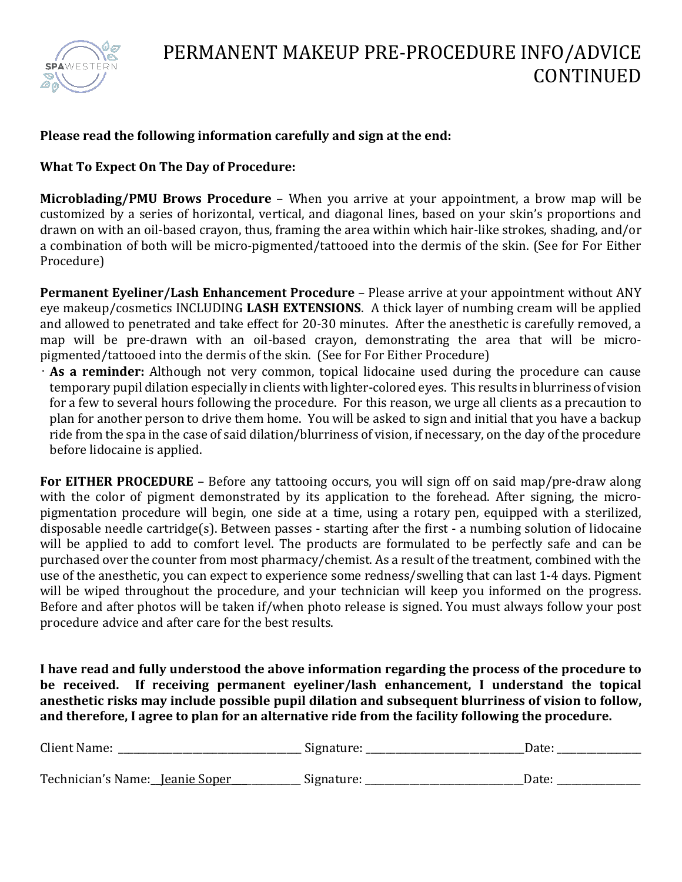# PERMANENT MAKEUP PRE-PROCEDURE INFO/ADVICE CONTINUED

**Please read the following information carefully and sign at the end:**

**What To Expect On The Day of Procedure:**

**Microblading/PMU Brows Procedure** – When you arrive at your appointment, a brow map will be customized by a series of horizontal, vertical, and diagonal lines, based on your skin's proportions and drawn on with an oil-based crayon, thus, framing the area within which hair-like strokes, shading, and/or a combination of both will be micro-pigmented/tattooed into the dermis of the skin. (See for For Either Procedure)

**Permanent Eyeliner/Lash Enhancement Procedure** – Please arrive at your appointment without ANY eye makeup/cosmetics INCLUDING **LASH EXTENSIONS**. A thick layer of numbing cream will be applied and allowed to penetrated and take effect for 20-30 minutes. After the anesthetic is carefully removed, a map will be pre-drawn with an oil-based crayon, demonstrating the area that will be micro-pigmented/tattooed into the dermis of the skin. (See for For Either Procedure)

- **As a reminder:** Although not very common, topical lidocaine used during the procedure can cause temporary pupil dilation especially in clients with lighter-colored eyes. This results in blurriness of vision for a few to several hours following the procedure. For this reason, we urge all clients as a precaution to plan for another person to drive them home. You will be asked to sign and initial that you have a backup ride from the spa in the case of said dilation/blurriness of vision, if necessary, on the day of the procedure before lidocaine is applied.

**For EITHER PROCEDURE** – Before any tattooing occurs, you will sign off on said map/pre-draw along with the color of pigment demonstrated by its application to the forehead. After signing, the micro-pigmentation procedure will begin, one side at a time, using a rotary pen, equipped with a sterilized, disposable needle cartridge(s). Between passes - starting after the first - a numbing solution of lidocaine will be applied to add to comfort level. The products are formulated to be perfectly safe and can be purchased over the counter from most pharmacy/chemist. As a result of the treatment, combined with the use of the anesthetic, you can expect to experience some redness/swelling that can last 1-4 days. Pigment will be wiped throughout the procedure, and your technician will keep you informed on the progress. Before and after photos will be taken if/when photo release is signed. You must always follow your post procedure advice and after care for the best results.

**I have read and fully understood the above information regarding the process of the procedure to be received. If receiving permanent eyeliner/lash enhancement, I understand the topical anesthetic risks may include possible pupil dilation and subsequent blurriness of vision to follow, and therefore, I agree to plan for an alternative ride from the facility following the procedure.**

Client Name: ______________________ Signature: ______________________ Date: ____________

Technician's Name: Jeanie Soper ____________ Signature: ______________________ Date: ____________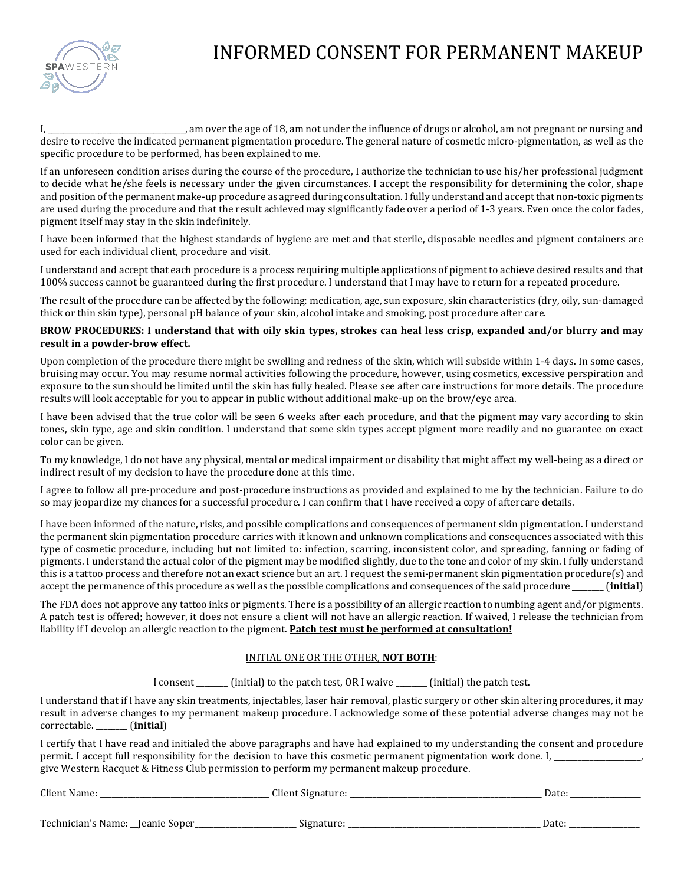SPAWESTERN

# INFORMED CONSENT FOR PERMANENT MAKEUP

I, ____________________________________, am over the age of 18, am not under the influence of drugs or alcohol, am not pregnant or nursing and desire to receive the indicated permanent pigmentation procedure. The general nature of cosmetic micro-pigmentation, as well as the specific procedure to be performed, has been explained to me.

If an unforeseen condition arises during the course of the procedure, I authorize the technician to use his/her professional judgment to decide what he/she feels is necessary under the given circumstances. I accept the responsibility for determining the color, shape and position of the permanent make-up procedure as agreed during consultation. I fully understand and accept that non-toxic pigments are used during the procedure and that the result achieved may significantly fade over a period of 1-3 years. Even once the color fades, pigment itself may stay in the skin indefinitely.

I have been informed that the highest standards of hygiene are met and that sterile, disposable needles and pigment containers are used for each individual client, procedure and visit.

I understand and accept that each procedure is a process requiring multiple applications of pigment to achieve desired results and that 100% success cannot be guaranteed during the first procedure. I understand that I may have to return for a repeated procedure.

The result of the procedure can be affected by the following: medication, age, sun exposure, skin characteristics (dry, oily, sun-damaged thick or thin skin type), personal pH balance of your skin, alcohol intake and smoking, post procedure after care.

**BROW PROCEDURES: I understand that with oily skin types, strokes can heal less crisp, expanded and/or blurry and may result in a powder-brow effect.**

Upon completion of the procedure there might be swelling and redness of the skin, which will subside within 1-4 days. In some cases, bruising may occur. You may resume normal activities following the procedure, however, using cosmetics, excessive perspiration and exposure to the sun should be limited until the skin has fully healed. Please see after care instructions for more details. The procedure results will look acceptable for you to appear in public without additional make-up on the brow/eye area.

I have been advised that the true color will be seen 6 weeks after each procedure, and that the pigment may vary according to skin tones, skin type, age and skin condition. I understand that some skin types accept pigment more readily and no guarantee on exact color can be given.

To my knowledge, I do not have any physical, mental or medical impairment or disability that might affect my well-being as a direct or indirect result of my decision to have the procedure done at this time.

I agree to follow all pre-procedure and post-procedure instructions as provided and explained to me by the technician. Failure to do so may jeopardize my chances for a successful procedure. I can confirm that I have received a copy of aftercare details.

I have been informed of the nature, risks, and possible complications and consequences of permanent skin pigmentation. I understand the permanent skin pigmentation procedure carries with it known and unknown complications and consequences associated with this type of cosmetic procedure, including but not limited to: infection, scarring, inconsistent color, and spreading, fanning or fading of pigments. I understand the actual color of the pigment may be modified slightly, due to the tone and color of my skin. I fully understand this is a tattoo process and therefore not an exact science but an art. I request the semi-permanent skin pigmentation procedure(s) and accept the permanence of this procedure as well as the possible complications and consequences of the said procedure ________ (**initial**)

The FDA does not approve any tattoo inks or pigments. There is a possibility of an allergic reaction to numbing agent and/or pigments. A patch test is offered; however, it does not ensure a client will not have an allergic reaction. If waived, I release the technician from liability if I develop an allergic reaction to the pigment. <u>**Patch test must be performed at consultation!**</u>

<u>INITIAL ONE OR THE OTHER, **NOT BOTH**</u>:

I consent ________ (initial) to the patch test, OR I waive ________ (initial) the patch test.

I understand that if I have any skin treatments, injectables, laser hair removal, plastic surgery or other skin altering procedures, it may result in adverse changes to my permanent makeup procedure. I acknowledge some of these potential adverse changes may not be correctable. ________ (**initial**)

I certify that I have read and initialed the above paragraphs and have had explained to my understanding the consent and procedure permit. I accept full responsibility for the decision to have this cosmetic permanent pigmentation work done. I, ______________________, give Western Racquet & Fitness Club permission to perform my permanent makeup procedure.

Client Name: ____________________________________ Client Signature: ____________________________________ Date: ________________

Technician's Name: <u>Jeanie Soper</u>______________________ Signature: ____________________________________ Date: ________________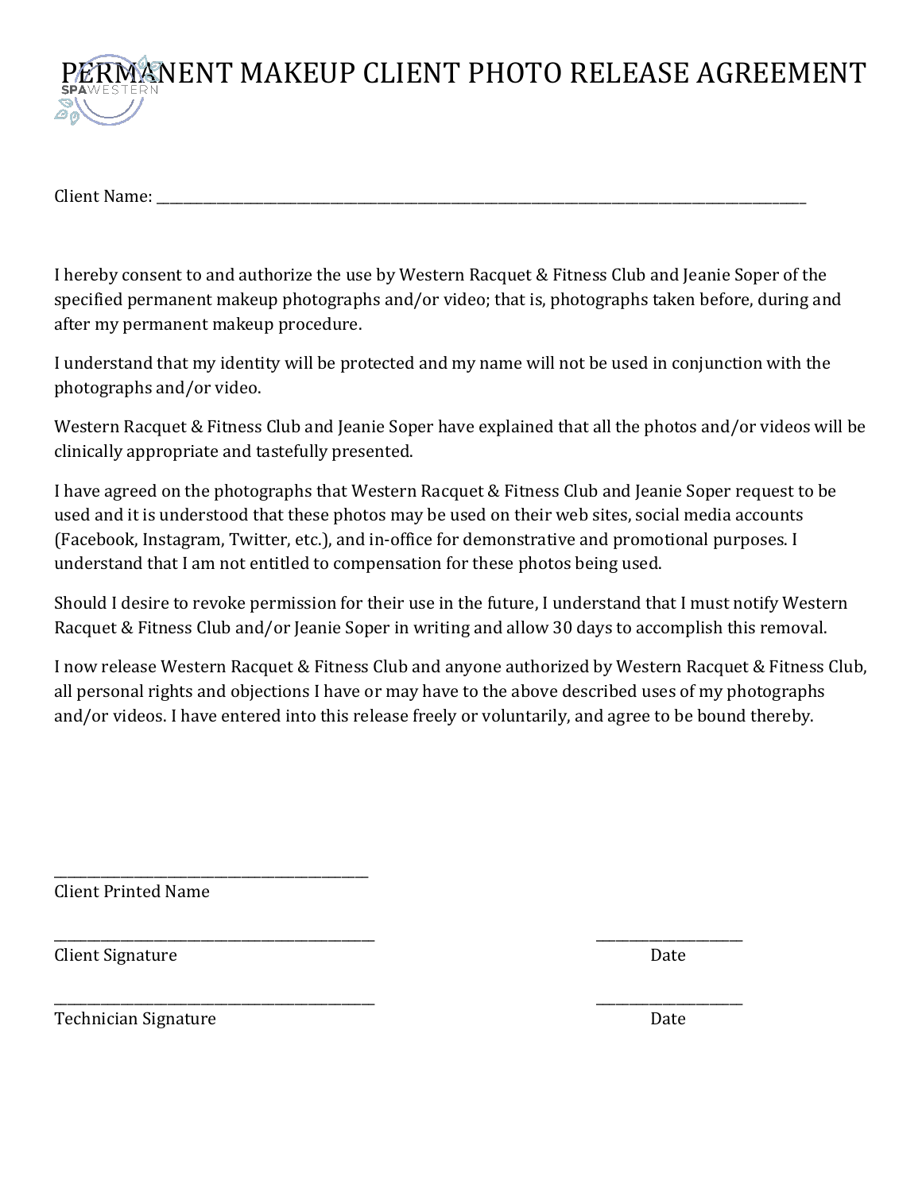# PERMANENT MAKEUP CLIENT PHOTO RELEASE AGREEMENT

Client Name: ___________________________________________________________________________________

I hereby consent to and authorize the use by Western Racquet & Fitness Club and Jeanie Soper of the specified permanent makeup photographs and/or video; that is, photographs taken before, during and after my permanent makeup procedure.

I understand that my identity will be protected and my name will not be used in conjunction with the photographs and/or video.

Western Racquet & Fitness Club and Jeanie Soper have explained that all the photos and/or videos will be clinically appropriate and tastefully presented.

I have agreed on the photographs that Western Racquet & Fitness Club and Jeanie Soper request to be used and it is understood that these photos may be used on their web sites, social media accounts (Facebook, Instagram, Twitter, etc.), and in-office for demonstrative and promotional purposes. I understand that I am not entitled to compensation for these photos being used.

Should I desire to revoke permission for their use in the future, I understand that I must notify Western Racquet & Fitness Club and/or Jeanie Soper in writing and allow 30 days to accomplish this removal.

I now release Western Racquet & Fitness Club and anyone authorized by Western Racquet & Fitness Club, all personal rights and objections I have or may have to the above described uses of my photographs and/or videos. I have entered into this release freely or voluntarily, and agree to be bound thereby.

_____________________________________________
Client Printed Name

_____________________________________________ _____________________
Client Signature Date

_____________________________________________ _____________________
Technician Signature Date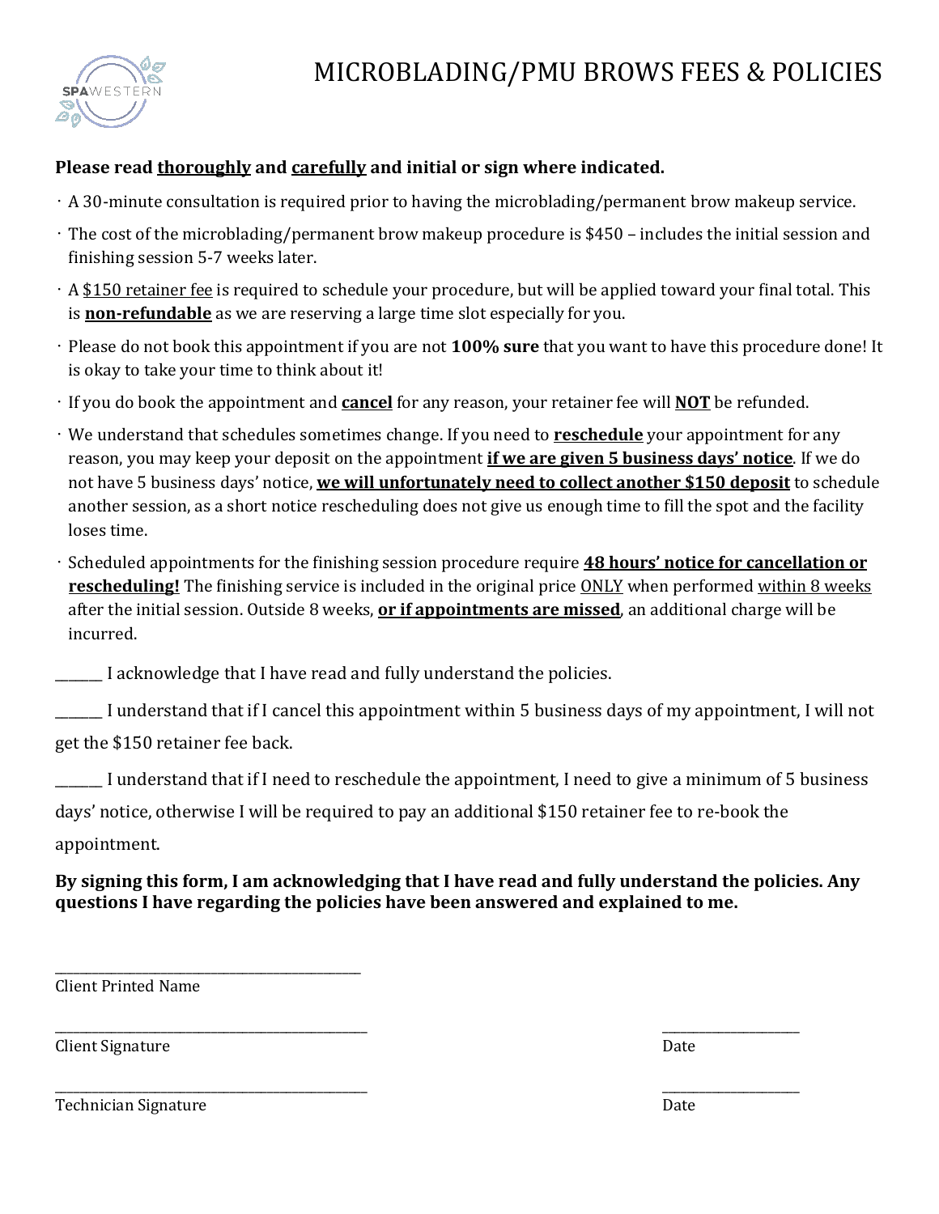# MICROBLADING/PMU BROWS FEES & POLICIES

**Please read thoroughly and carefully and initial or sign where indicated.**

- A 30-minute consultation is required prior to having the microblading/permanent brow makeup service.
- The cost of the microblading/permanent brow makeup procedure is $450 – includes the initial session and finishing session 5-7 weeks later.
- A $150 retainer fee is required to schedule your procedure, but will be applied toward your final total. This is **non-refundable** as we are reserving a large time slot especially for you.
- Please do not book this appointment if you are not **100% sure** that you want to have this procedure done! It is okay to take your time to think about it!
- If you do book the appointment and **cancel** for any reason, your retainer fee will **NOT** be refunded.
- We understand that schedules sometimes change. If you need to **reschedule** your appointment for any reason, you may keep your deposit on the appointment **if we are given 5 business days' notice**. If we do not have 5 business days' notice, **we will unfortunately need to collect another $150 deposit** to schedule another session, as a short notice rescheduling does not give us enough time to fill the spot and the facility loses time.
- Scheduled appointments for the finishing session procedure require **48 hours' notice for cancellation or rescheduling!** The finishing service is included in the original price ONLY when performed within 8 weeks after the initial session. Outside 8 weeks, **or if appointments are missed**, an additional charge will be incurred.

_______ I acknowledge that I have read and fully understand the policies.

_______ I understand that if I cancel this appointment within 5 business days of my appointment, I will not get the $150 retainer fee back.

_______ I understand that if I need to reschedule the appointment, I need to give a minimum of 5 business days' notice, otherwise I will be required to pay an additional $150 retainer fee to re-book the appointment.

**By signing this form, I am acknowledging that I have read and fully understand the policies. Any questions I have regarding the policies have been answered and explained to me.**

______________________________
Client Printed Name

______________________________ ______________
Client Signature Date

______________________________ ______________
Technician Signature Date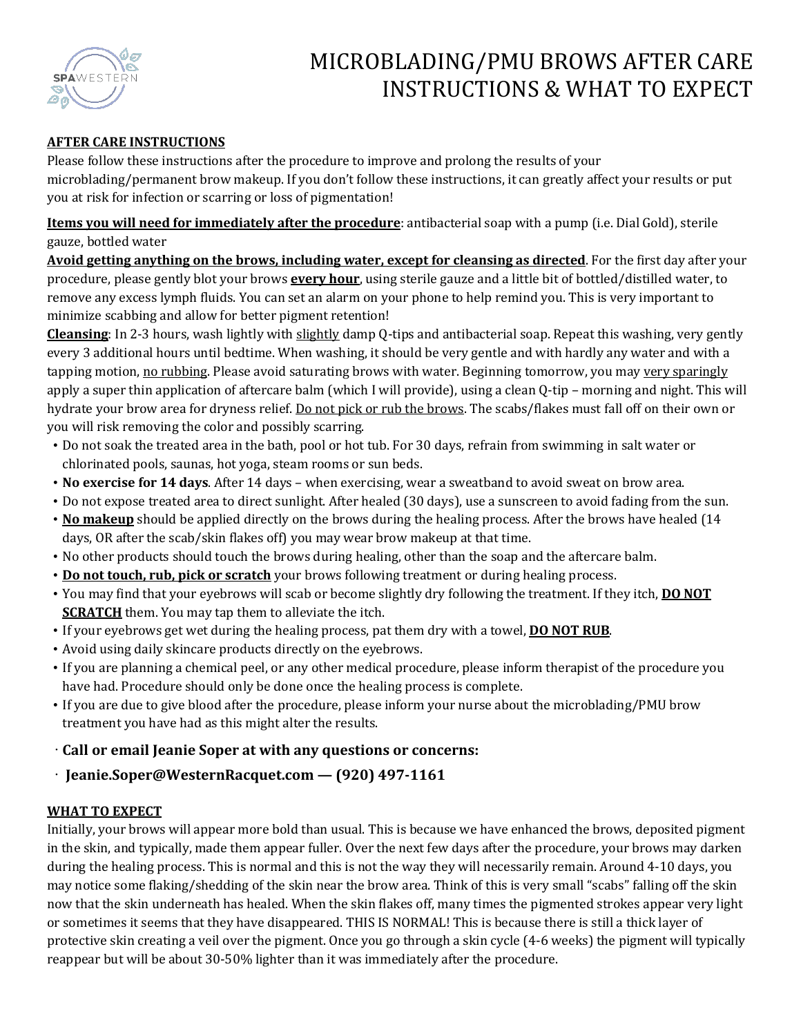# MICROBLADING/PMU BROWS AFTER CARE INSTRUCTIONS & WHAT TO EXPECT

## AFTER CARE INSTRUCTIONS

Please follow these instructions after the procedure to improve and prolong the results of your microblading/permanent brow makeup. If you don't follow these instructions, it can greatly affect your results or put you at risk for infection or scarring or loss of pigmentation!

**Items you will need for immediately after the procedure**: antibacterial soap with a pump (i.e. Dial Gold), sterile gauze, bottled water

**Avoid getting anything on the brows, including water, except for cleansing as directed**. For the first day after your procedure, please gently blot your brows **every hour**, using sterile gauze and a little bit of bottled/distilled water, to remove any excess lymph fluids. You can set an alarm on your phone to help remind you. This is very important to minimize scabbing and allow for better pigment retention!

**Cleansing**: In 2-3 hours, wash lightly with slightly damp Q-tips and antibacterial soap. Repeat this washing, very gently every 3 additional hours until bedtime. When washing, it should be very gentle and with hardly any water and with a tapping motion, no rubbing. Please avoid saturating brows with water. Beginning tomorrow, you may very sparingly apply a super thin application of aftercare balm (which I will provide), using a clean Q-tip – morning and night. This will hydrate your brow area for dryness relief. Do not pick or rub the brows. The scabs/flakes must fall off on their own or you will risk removing the color and possibly scarring.

- Do not soak the treated area in the bath, pool or hot tub. For 30 days, refrain from swimming in salt water or chlorinated pools, saunas, hot yoga, steam rooms or sun beds.
- **No exercise for 14 days**. After 14 days – when exercising, wear a sweatband to avoid sweat on brow area.
- Do not expose treated area to direct sunlight. After healed (30 days), use a sunscreen to avoid fading from the sun.
- **No makeup** should be applied directly on the brows during the healing process. After the brows have healed (14 days, OR after the scab/skin flakes off) you may wear brow makeup at that time.
- No other products should touch the brows during healing, other than the soap and the aftercare balm.
- **Do not touch, rub, pick or scratch** your brows following treatment or during healing process.
- You may find that your eyebrows will scab or become slightly dry following the treatment. If they itch, **DO NOT SCRATCH** them. You may tap them to alleviate the itch.
- If your eyebrows get wet during the healing process, pat them dry with a towel, **DO NOT RUB**.
- Avoid using daily skincare products directly on the eyebrows.
- If you are planning a chemical peel, or any other medical procedure, please inform therapist of the procedure you have had. Procedure should only be done once the healing process is complete.
- If you are due to give blood after the procedure, please inform your nurse about the microblading/PMU brow treatment you have had as this might alter the results.

- **Call or email Jeanie Soper at with any questions or concerns:**
- **Jeanie.Soper@WesternRacquet.com — (920) 497-1161**

## WHAT TO EXPECT

Initially, your brows will appear more bold than usual. This is because we have enhanced the brows, deposited pigment in the skin, and typically, made them appear fuller. Over the next few days after the procedure, your brows may darken during the healing process. This is normal and this is not the way they will necessarily remain. Around 4-10 days, you may notice some flaking/shedding of the skin near the brow area. Think of this is very small "scabs" falling off the skin now that the skin underneath has healed. When the skin flakes off, many times the pigmented strokes appear very light or sometimes it seems that they have disappeared. THIS IS NORMAL! This is because there is still a thick layer of protective skin creating a veil over the pigment. Once you go through a skin cycle (4-6 weeks) the pigment will typically reappear but will be about 30-50% lighter than it was immediately after the procedure.